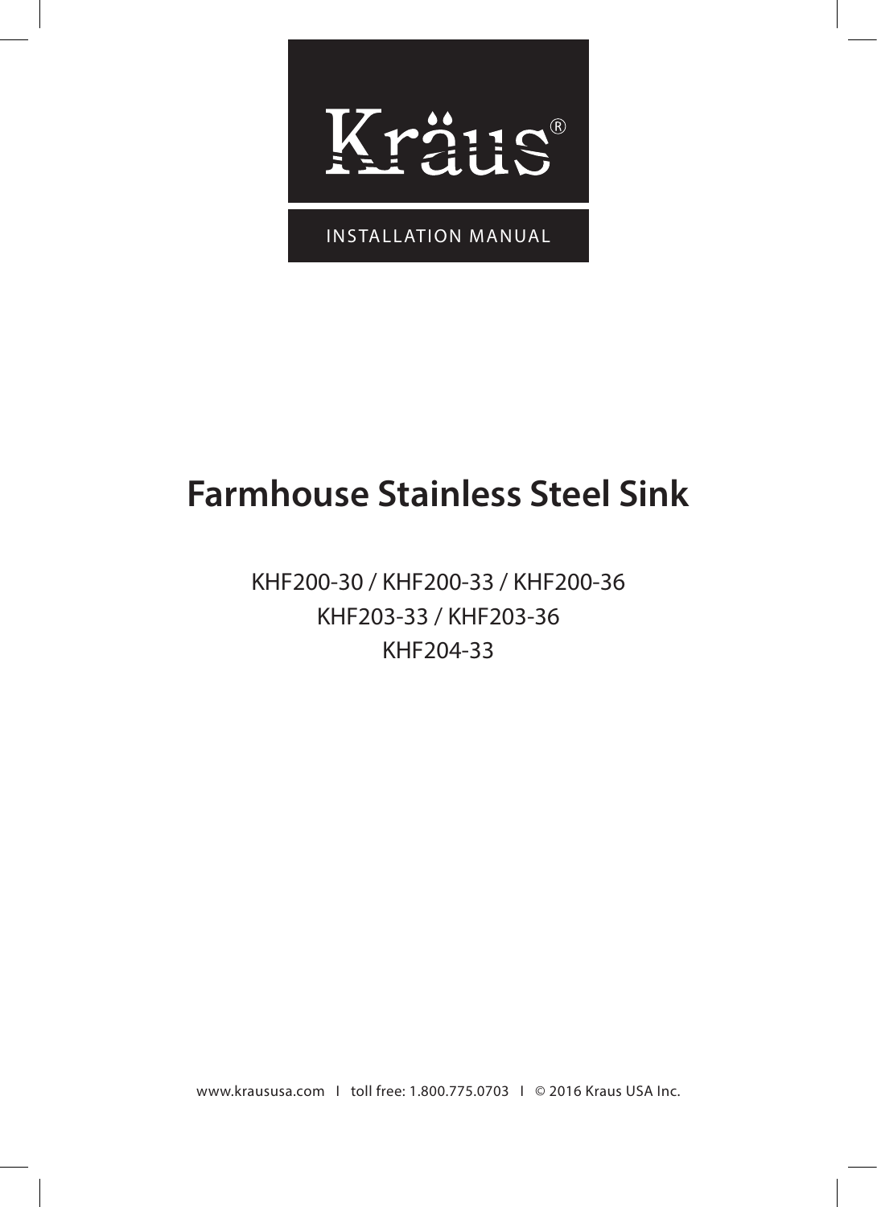Kräus®

INSTALLATION MANUAL

# Farmhouse Stainless Steel Sink

KHF200-30 / KHF200-33 / KHF200-36

KHF203-33 / KHF203-36

KHF204-33

www.kraususa.com | toll free: 1.800.775.0703 | © 2016 Kraus USA Inc.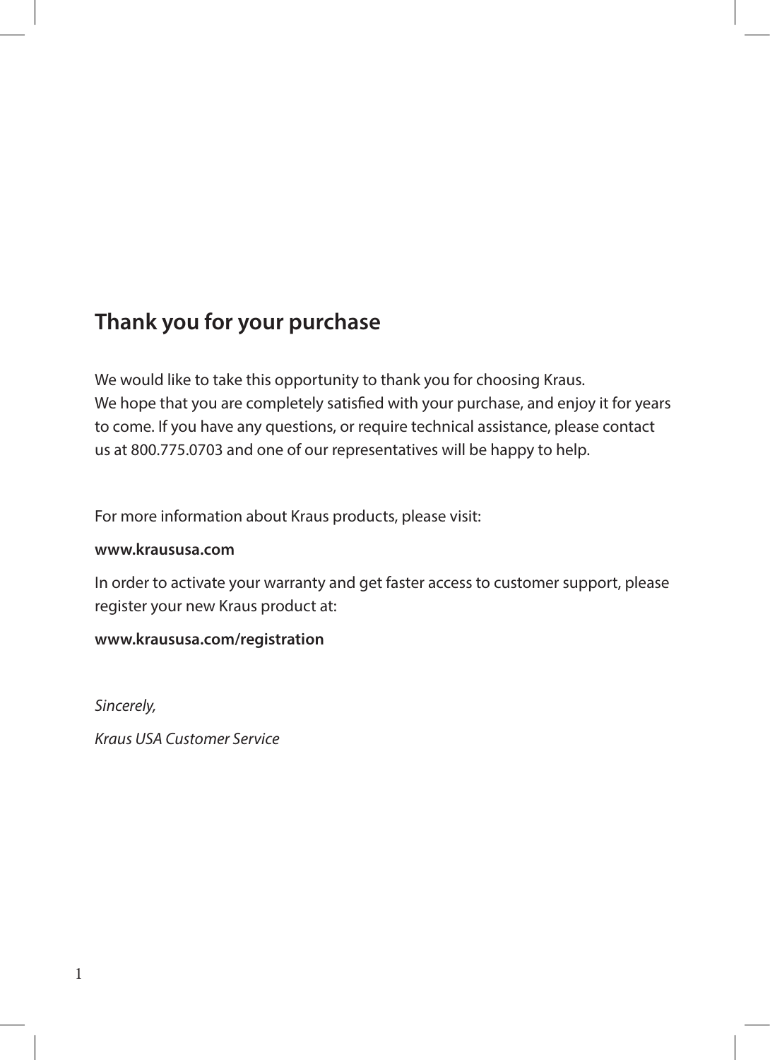## Thank you for your purchase

We would like to take this opportunity to thank you for choosing Kraus.
We hope that you are completely satisfied with your purchase, and enjoy it for years to come. If you have any questions, or require technical assistance, please contact us at 800.775.0703 and one of our representatives will be happy to help.

For more information about Kraus products, please visit:

**www.kraususa.com**

In order to activate your warranty and get faster access to customer support, please register your new Kraus product at:

**www.kraususa.com/registration**

*Sincerely,*

*Kraus USA Customer Service*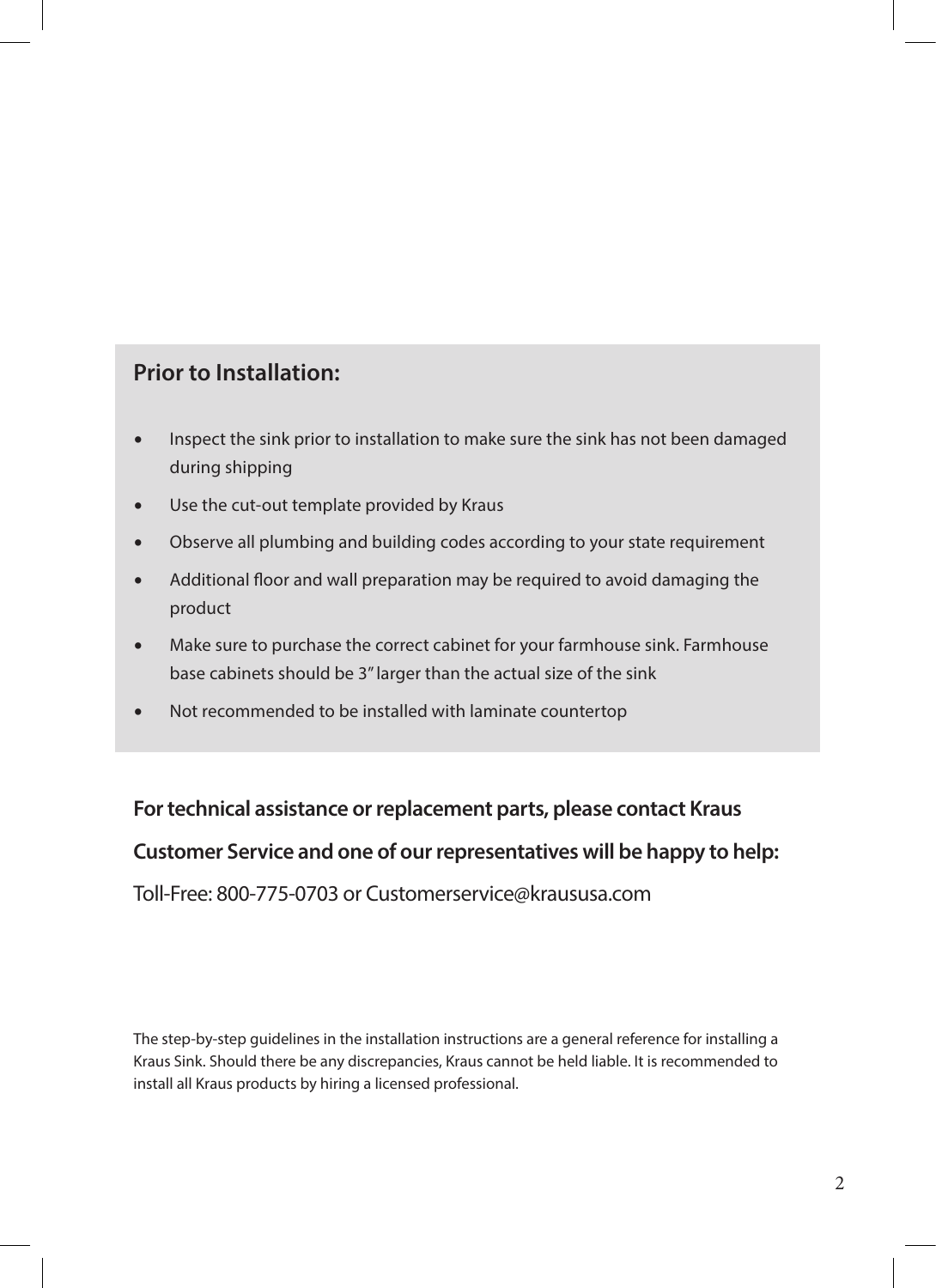## Prior to Installation:

- Inspect the sink prior to installation to make sure the sink has not been damaged during shipping
- Use the cut-out template provided by Kraus
- Observe all plumbing and building codes according to your state requirement
- Additional floor and wall preparation may be required to avoid damaging the product
- Make sure to purchase the correct cabinet for your farmhouse sink. Farmhouse base cabinets should be 3" larger than the actual size of the sink
- Not recommended to be installed with laminate countertop

**For technical assistance or replacement parts, please contact Kraus Customer Service and one of our representatives will be happy to help:**

Toll-Free: 800-775-0703 or Customerservice@kraususa.com

The step-by-step guidelines in the installation instructions are a general reference for installing a Kraus Sink. Should there be any discrepancies, Kraus cannot be held liable. It is recommended to install all Kraus products by hiring a licensed professional.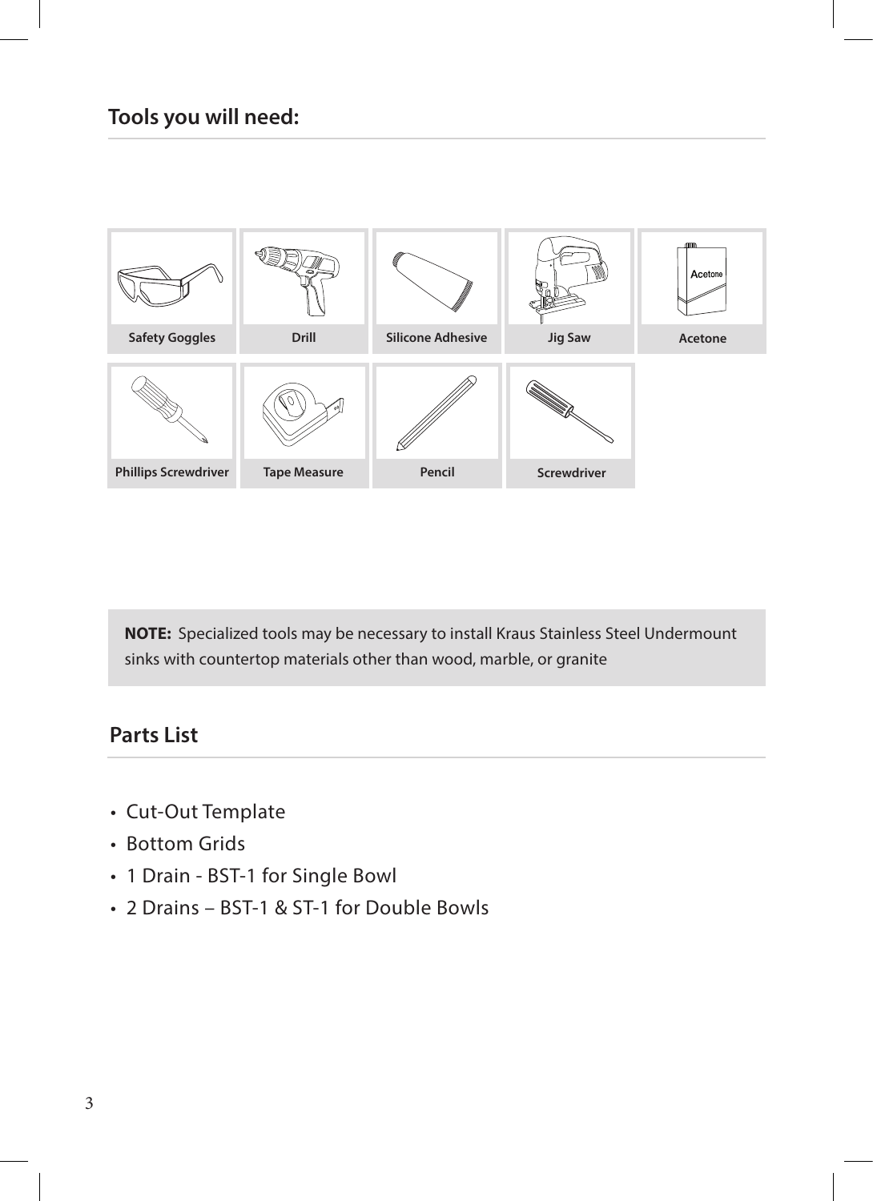## Tools you will need:

Safety Goggles

Drill

Silicone Adhesive

Jig Saw

Acetone

Phillips Screwdriver

Tape Measure

Pencil

Screwdriver

**NOTE:** Specialized tools may be necessary to install Kraus Stainless Steel Undermount sinks with countertop materials other than wood, marble, or granite

## Parts List

- Cut-Out Template
- Bottom Grids
- 1 Drain - BST-1 for Single Bowl
- 2 Drains – BST-1 & ST-1 for Double Bowls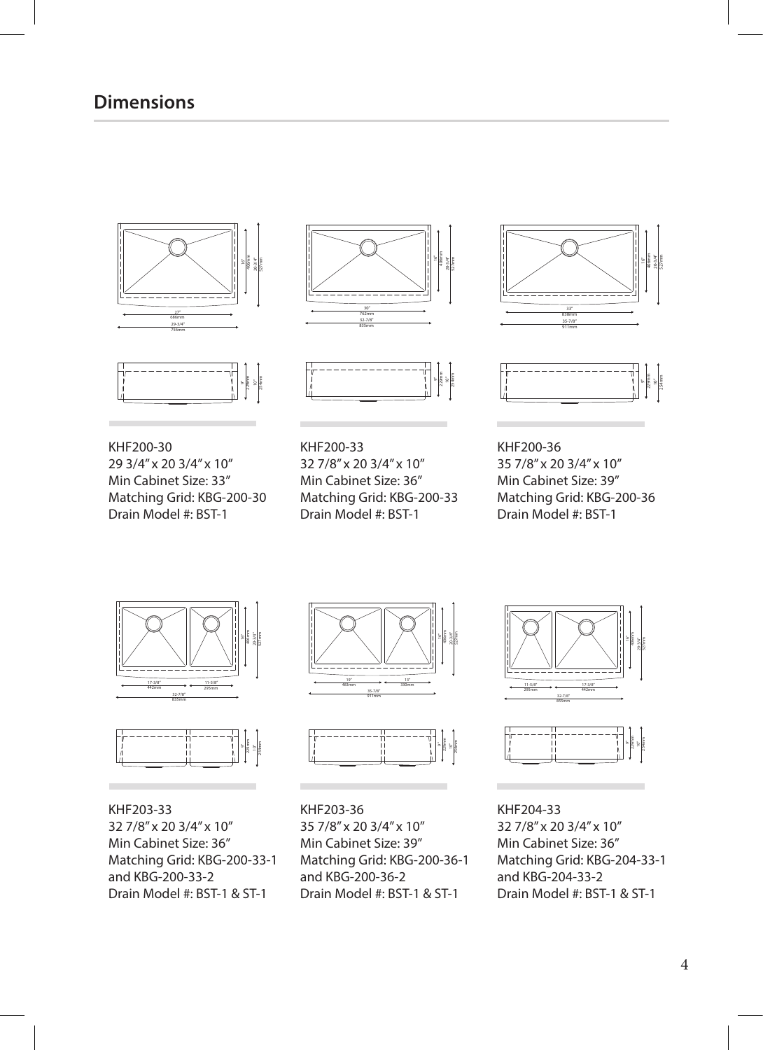## Dimensions

KHF200-30
29 3/4″ x 20 3/4″ x 10″
Min Cabinet Size: 33″
Matching Grid: KBG-200-30
Drain Model #: BST-1

KHF200-33
32 7/8″ x 20 3/4″ x 10″
Min Cabinet Size: 36″
Matching Grid: KBG-200-33
Drain Model #: BST-1

KHF200-36
35 7/8″ x 20 3/4″ x 10″
Min Cabinet Size: 39″
Matching Grid: KBG-200-36
Drain Model #: BST-1

KHF203-33
32 7/8″ x 20 3/4″ x 10″
Min Cabinet Size: 36″
Matching Grid: KBG-200-33-1 and KBG-200-33-2
Drain Model #: BST-1 & ST-1

KHF203-36
35 7/8″ x 20 3/4″ x 10″
Min Cabinet Size: 39″
Matching Grid: KBG-200-36-1 and KBG-200-36-2
Drain Model #: BST-1 & ST-1

KHF204-33
32 7/8″ x 20 3/4″ x 10″
Min Cabinet Size: 36″
Matching Grid: KBG-204-33-1 and KBG-204-33-2
Drain Model #: BST-1 & ST-1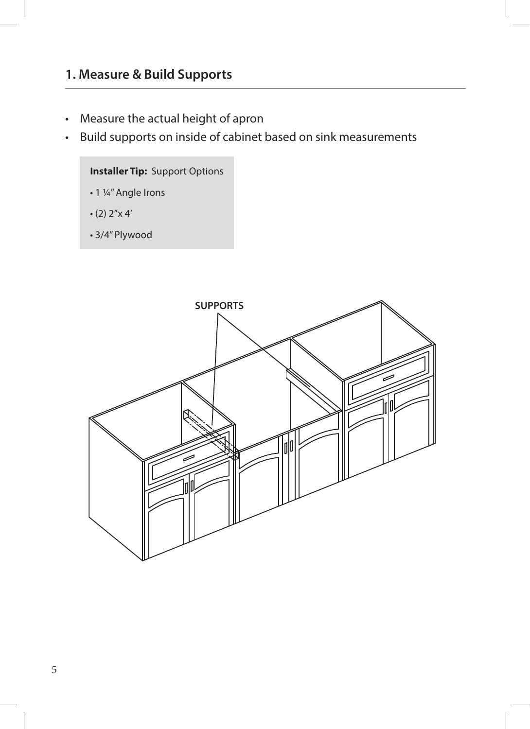## 1. Measure & Build Supports

- Measure the actual height of apron
- Build supports on inside of cabinet based on sink measurements

**Installer Tip:** Support Options

- 1 ¼" Angle Irons
- (2) 2"x 4'
- 3/4" Plywood

SUPPORTS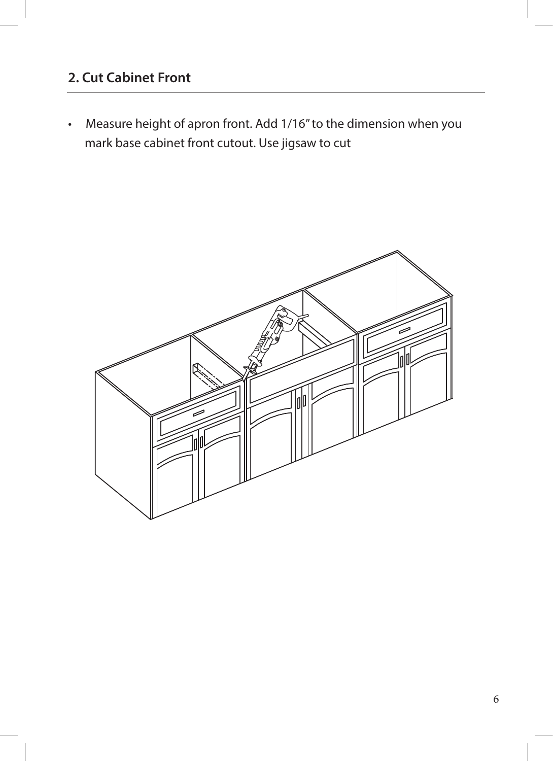## 2. Cut Cabinet Front

- Measure height of apron front. Add 1/16" to the dimension when you mark base cabinet front cutout. Use jigsaw to cut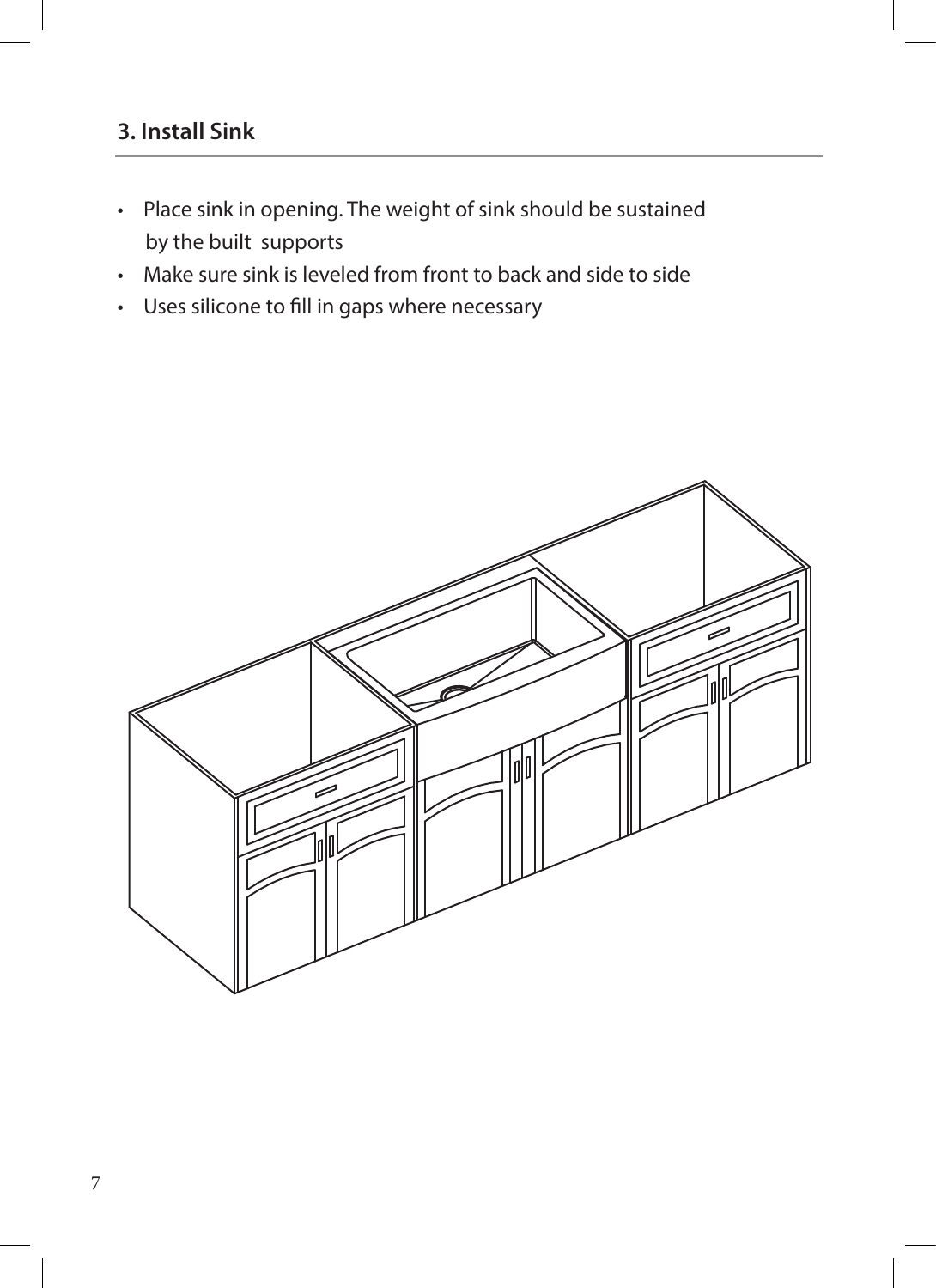## 3. Install Sink

- Place sink in opening. The weight of sink should be sustained by the built supports
- Make sure sink is leveled from front to back and side to side
- Uses silicone to fill in gaps where necessary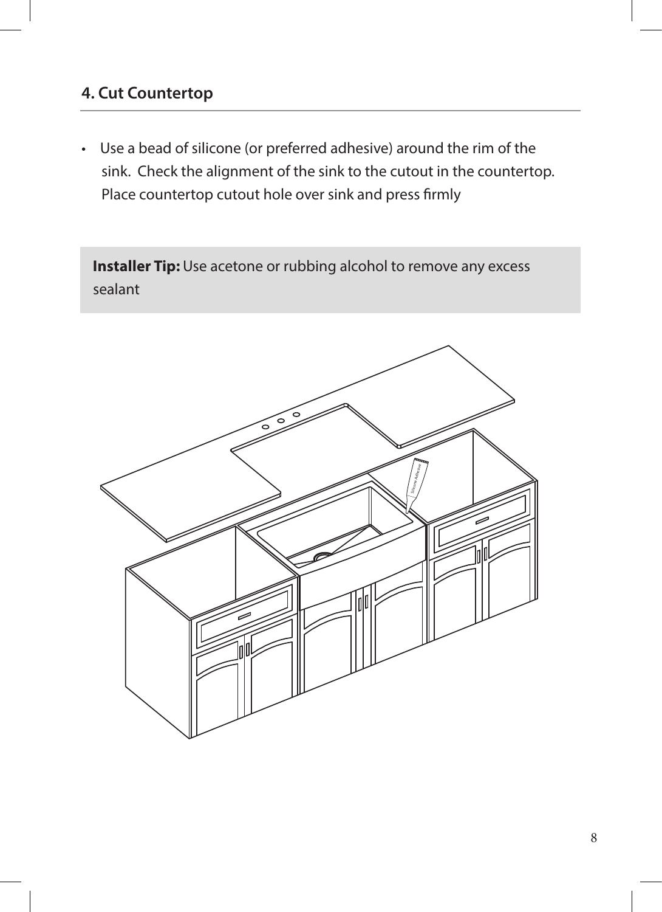## 4. Cut Countertop

- Use a bead of silicone (or preferred adhesive) around the rim of the sink. Check the alignment of the sink to the cutout in the countertop. Place countertop cutout hole over sink and press firmly

**Installer Tip:** Use acetone or rubbing alcohol to remove any excess sealant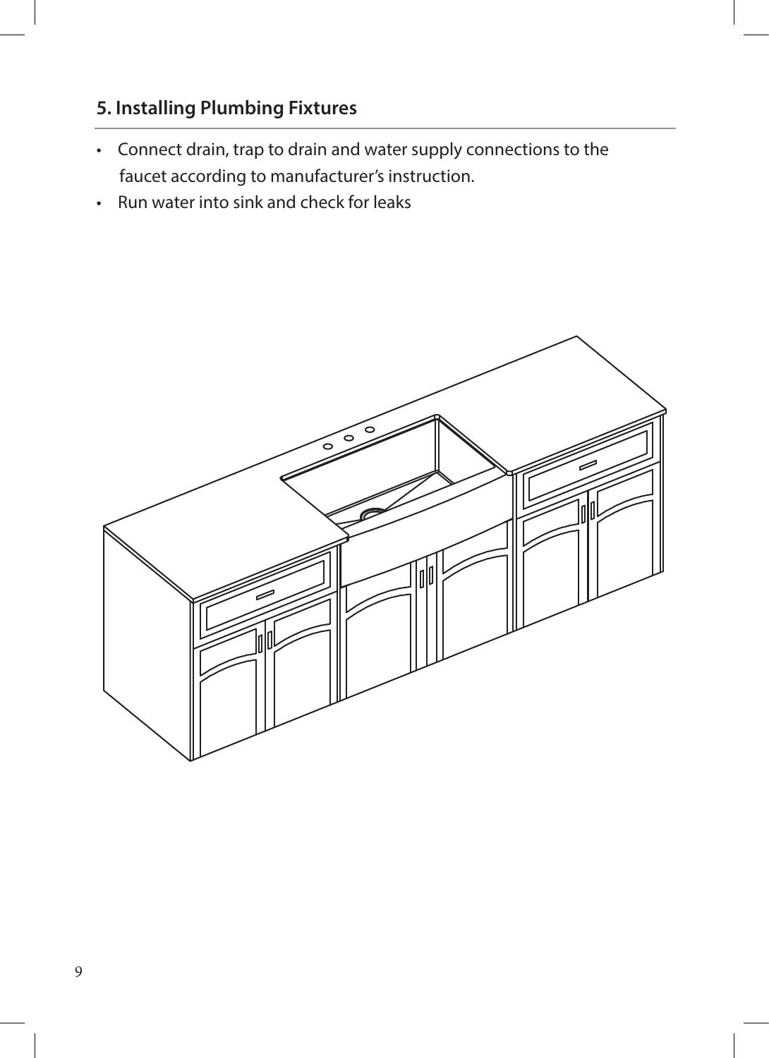## 5. Installing Plumbing Fixtures

- Connect drain, trap to drain and water supply connections to the faucet according to manufacturer's instruction.
- Run water into sink and check for leaks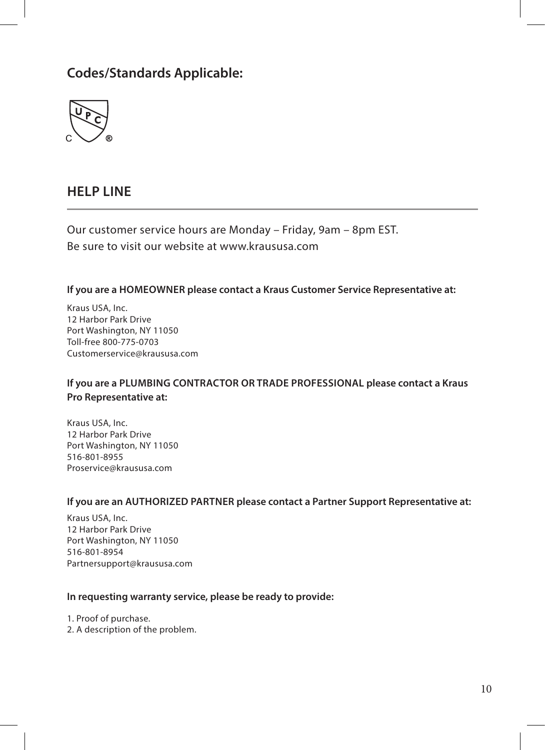## Codes/Standards Applicable:

## HELP LINE

Our customer service hours are Monday – Friday, 9am – 8pm EST.
Be sure to visit our website at www.kraususa.com

**If you are a HOMEOWNER please contact a Kraus Customer Service Representative at:**

Kraus USA, Inc.
12 Harbor Park Drive
Port Washington, NY 11050
Toll-free 800-775-0703
Customerservice@kraususa.com

**If you are a PLUMBING CONTRACTOR OR TRADE PROFESSIONAL please contact a Kraus Pro Representative at:**

Kraus USA, Inc.
12 Harbor Park Drive
Port Washington, NY 11050
516-801-8955
Proservice@kraususa.com

**If you are an AUTHORIZED PARTNER please contact a Partner Support Representative at:**

Kraus USA, Inc.
12 Harbor Park Drive
Port Washington, NY 11050
516-801-8954
Partnersupport@kraususa.com

**In requesting warranty service, please be ready to provide:**

1. Proof of purchase.
2. A description of the problem.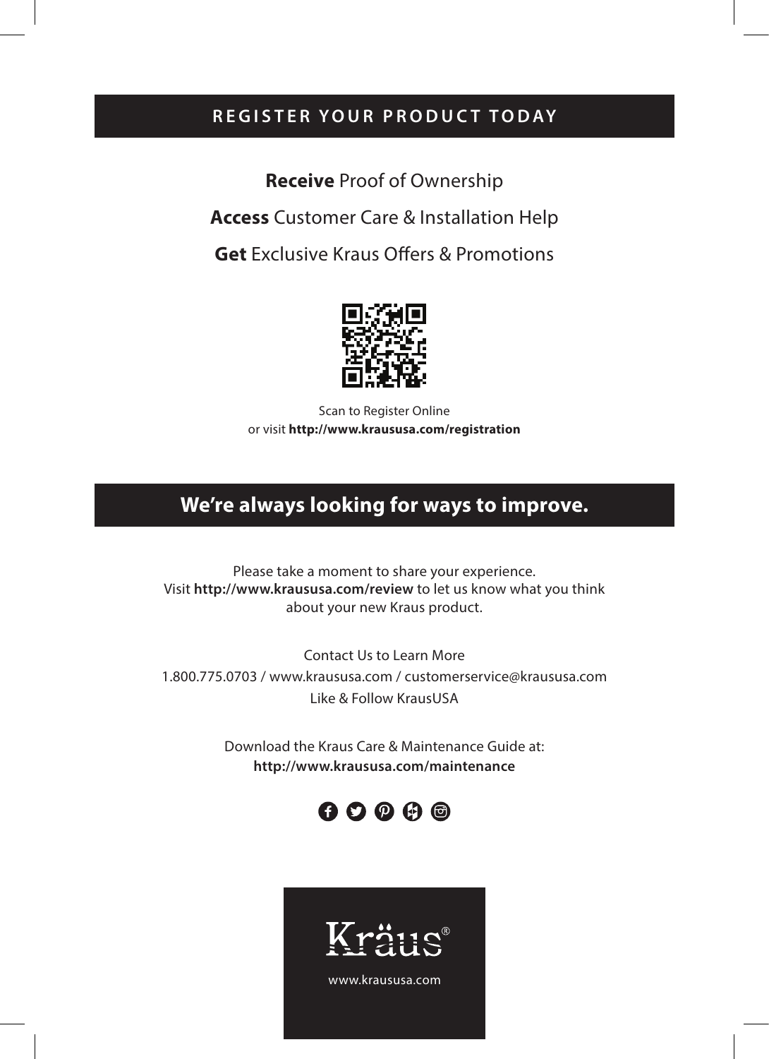## REGISTER YOUR PRODUCT TODAY

**Receive** Proof of Ownership

**Access** Customer Care & Installation Help

**Get** Exclusive Kraus Offers & Promotions

Scan to Register Online
or visit **http://www.kraususa.com/registration**

## We're always looking for ways to improve.

Please take a moment to share your experience.
Visit **http://www.kraususa.com/review** to let us know what you think about your new Kraus product.

Contact Us to Learn More
1.800.775.0703 / www.kraususa.com / customerservice@kraususa.com
Like & Follow KrausUSA

Download the Kraus Care & Maintenance Guide at:
**http://www.kraususa.com/maintenance**

Kraus®
www.kraususa.com